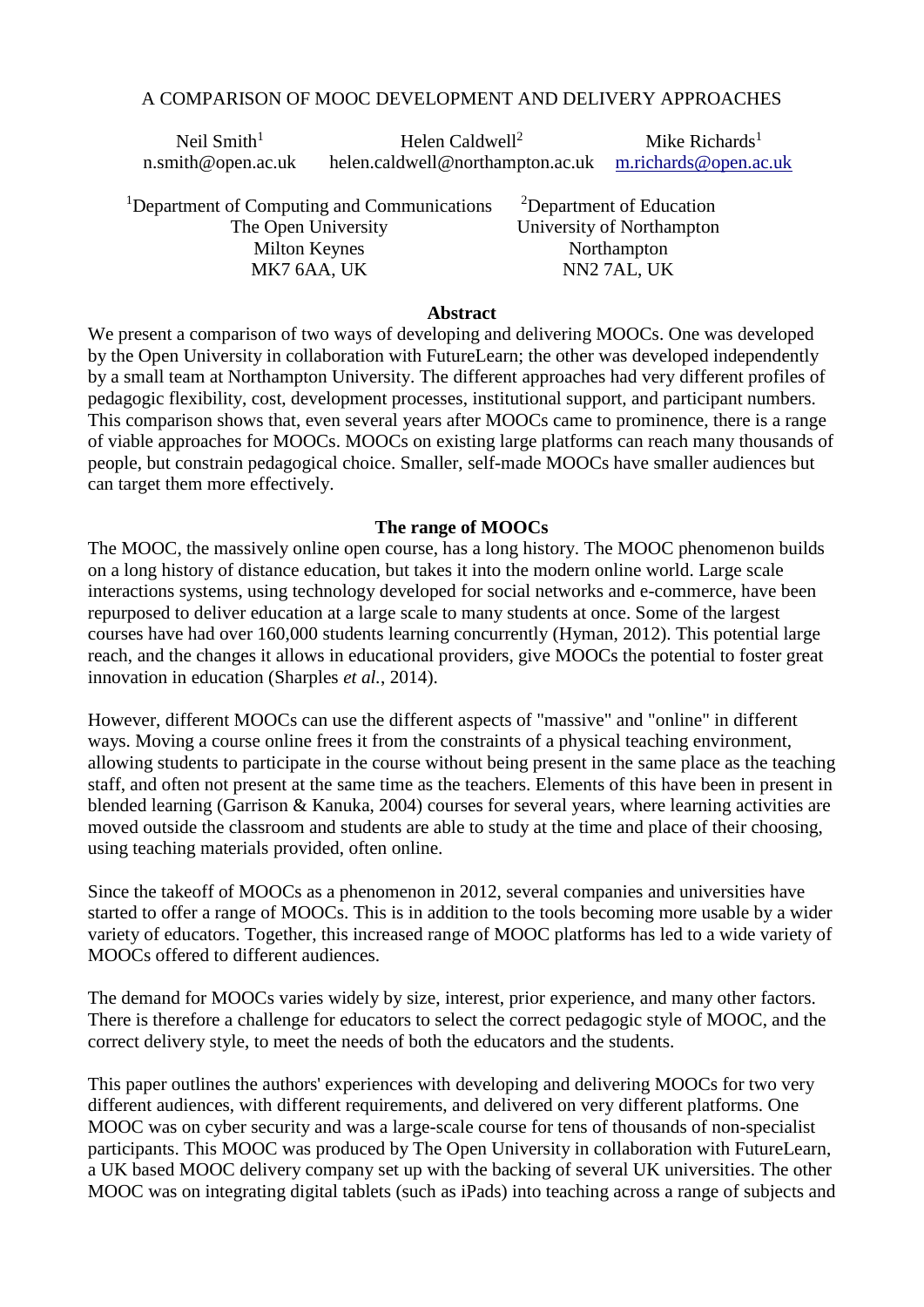# A COMPARISON OF MOOC DEVELOPMENT AND DELIVERY APPROACHES

Neil Smith[1]
n.smith@open.ac.uk

Helen Caldwell[2]
helen.caldwell@northampton.ac.uk

Mike Richards[1]
m.richards@open.ac.uk

[1]Department of Computing and Communications
The Open University
Milton Keynes
MK7 6AA, UK

[2]Department of Education
University of Northampton
Northampton
NN2 7AL, UK

## Abstract

We present a comparison of two ways of developing and delivering MOOCs. One was developed by the Open University in collaboration with FutureLearn; the other was developed independently by a small team at Northampton University. The different approaches had very different profiles of pedagogic flexibility, cost, development processes, institutional support, and participant numbers. This comparison shows that, even several years after MOOCs came to prominence, there is a range of viable approaches for MOOCs. MOOCs on existing large platforms can reach many thousands of people, but constrain pedagogical choice. Smaller, self-made MOOCs have smaller audiences but can target them more effectively.

## The range of MOOCs

The MOOC, the massively online open course, has a long history. The MOOC phenomenon builds on a long history of distance education, but takes it into the modern online world. Large scale interactions systems, using technology developed for social networks and e-commerce, have been repurposed to deliver education at a large scale to many students at once. Some of the largest courses have had over 160,000 students learning concurrently (Hyman, 2012). This potential large reach, and the changes it allows in educational providers, give MOOCs the potential to foster great innovation in education (Sharples *et al.*, 2014).

However, different MOOCs can use the different aspects of "massive" and "online" in different ways. Moving a course online frees it from the constraints of a physical teaching environment, allowing students to participate in the course without being present in the same place as the teaching staff, and often not present at the same time as the teachers. Elements of this have been in present in blended learning (Garrison & Kanuka, 2004) courses for several years, where learning activities are moved outside the classroom and students are able to study at the time and place of their choosing, using teaching materials provided, often online.

Since the takeoff of MOOCs as a phenomenon in 2012, several companies and universities have started to offer a range of MOOCs. This is in addition to the tools becoming more usable by a wider variety of educators. Together, this increased range of MOOC platforms has led to a wide variety of MOOCs offered to different audiences.

The demand for MOOCs varies widely by size, interest, prior experience, and many other factors. There is therefore a challenge for educators to select the correct pedagogic style of MOOC, and the correct delivery style, to meet the needs of both the educators and the students.

This paper outlines the authors' experiences with developing and delivering MOOCs for two very different audiences, with different requirements, and delivered on very different platforms. One MOOC was on cyber security and was a large-scale course for tens of thousands of non-specialist participants. This MOOC was produced by The Open University in collaboration with FutureLearn, a UK based MOOC delivery company set up with the backing of several UK universities. The other MOOC was on integrating digital tablets (such as iPads) into teaching across a range of subjects and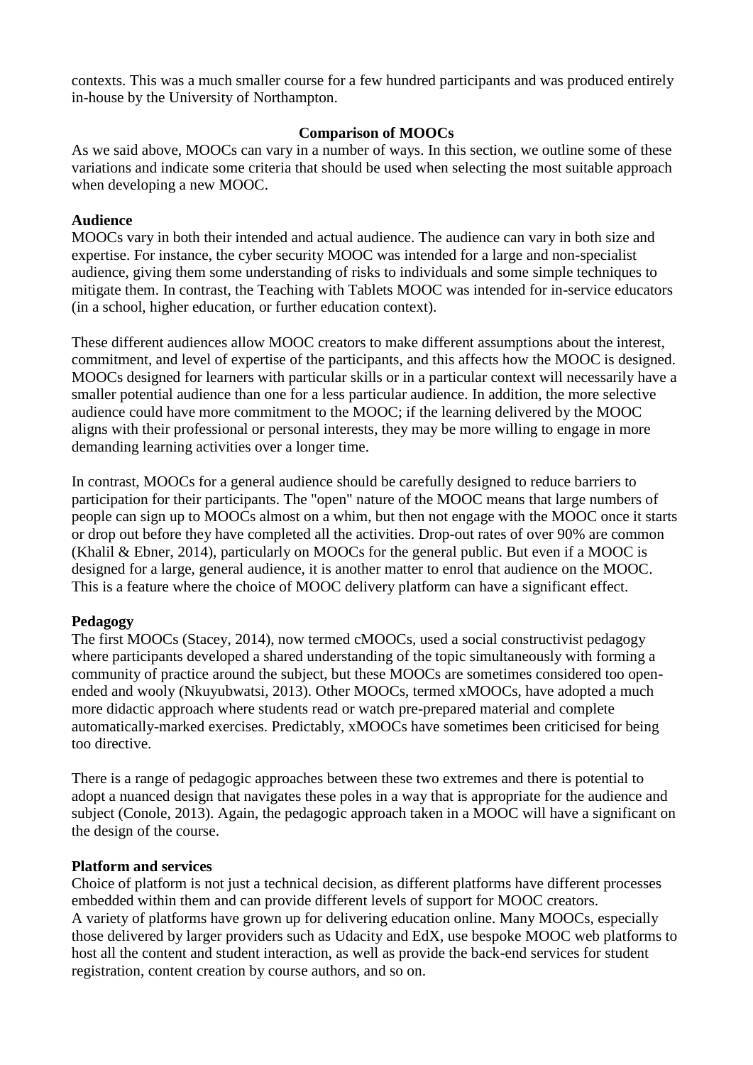contexts. This was a much smaller course for a few hundred participants and was produced entirely in-house by the University of Northampton.

## Comparison of MOOCs

As we said above, MOOCs can vary in a number of ways. In this section, we outline some of these variations and indicate some criteria that should be used when selecting the most suitable approach when developing a new MOOC.

### Audience

MOOCs vary in both their intended and actual audience. The audience can vary in both size and expertise. For instance, the cyber security MOOC was intended for a large and non-specialist audience, giving them some understanding of risks to individuals and some simple techniques to mitigate them. In contrast, the Teaching with Tablets MOOC was intended for in-service educators (in a school, higher education, or further education context).

These different audiences allow MOOC creators to make different assumptions about the interest, commitment, and level of expertise of the participants, and this affects how the MOOC is designed. MOOCs designed for learners with particular skills or in a particular context will necessarily have a smaller potential audience than one for a less particular audience. In addition, the more selective audience could have more commitment to the MOOC; if the learning delivered by the MOOC aligns with their professional or personal interests, they may be more willing to engage in more demanding learning activities over a longer time.

In contrast, MOOCs for a general audience should be carefully designed to reduce barriers to participation for their participants. The "open" nature of the MOOC means that large numbers of people can sign up to MOOCs almost on a whim, but then not engage with the MOOC once it starts or drop out before they have completed all the activities. Drop-out rates of over 90% are common (Khalil & Ebner, 2014), particularly on MOOCs for the general public. But even if a MOOC is designed for a large, general audience, it is another matter to enrol that audience on the MOOC. This is a feature where the choice of MOOC delivery platform can have a significant effect.

### Pedagogy

The first MOOCs (Stacey, 2014), now termed cMOOCs, used a social constructivist pedagogy where participants developed a shared understanding of the topic simultaneously with forming a community of practice around the subject, but these MOOCs are sometimes considered too open-ended and wooly (Nkuyubwatsi, 2013). Other MOOCs, termed xMOOCs, have adopted a much more didactic approach where students read or watch pre-prepared material and complete automatically-marked exercises. Predictably, xMOOCs have sometimes been criticised for being too directive.

There is a range of pedagogic approaches between these two extremes and there is potential to adopt a nuanced design that navigates these poles in a way that is appropriate for the audience and subject (Conole, 2013). Again, the pedagogic approach taken in a MOOC will have a significant on the design of the course.

### Platform and services

Choice of platform is not just a technical decision, as different platforms have different processes embedded within them and can provide different levels of support for MOOC creators.
A variety of platforms have grown up for delivering education online. Many MOOCs, especially those delivered by larger providers such as Udacity and EdX, use bespoke MOOC web platforms to host all the content and student interaction, as well as provide the back-end services for student registration, content creation by course authors, and so on.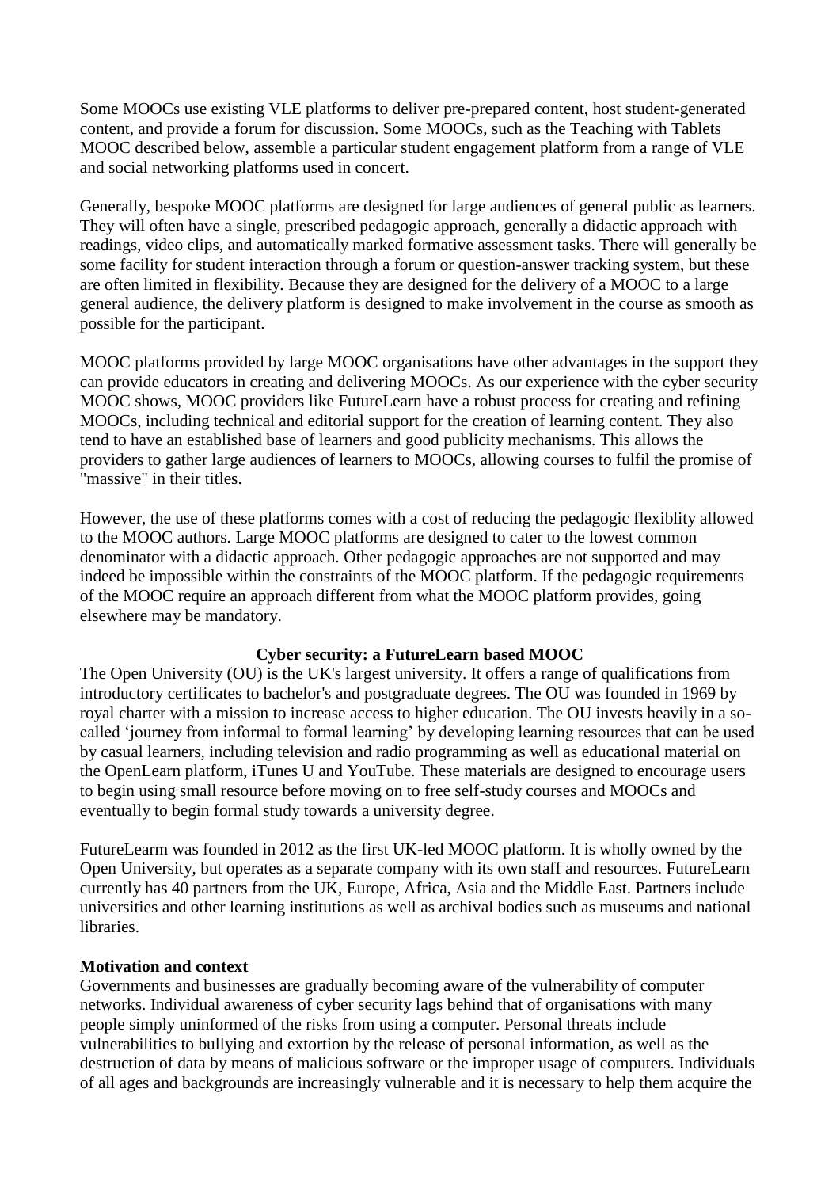Some MOOCs use existing VLE platforms to deliver pre-prepared content, host student-generated content, and provide a forum for discussion. Some MOOCs, such as the Teaching with Tablets MOOC described below, assemble a particular student engagement platform from a range of VLE and social networking platforms used in concert.

Generally, bespoke MOOC platforms are designed for large audiences of general public as learners. They will often have a single, prescribed pedagogic approach, generally a didactic approach with readings, video clips, and automatically marked formative assessment tasks. There will generally be some facility for student interaction through a forum or question-answer tracking system, but these are often limited in flexibility. Because they are designed for the delivery of a MOOC to a large general audience, the delivery platform is designed to make involvement in the course as smooth as possible for the participant.

MOOC platforms provided by large MOOC organisations have other advantages in the support they can provide educators in creating and delivering MOOCs. As our experience with the cyber security MOOC shows, MOOC providers like FutureLearn have a robust process for creating and refining MOOCs, including technical and editorial support for the creation of learning content. They also tend to have an established base of learners and good publicity mechanisms. This allows the providers to gather large audiences of learners to MOOCs, allowing courses to fulfil the promise of "massive" in their titles.

However, the use of these platforms comes with a cost of reducing the pedagogic flexiblity allowed to the MOOC authors. Large MOOC platforms are designed to cater to the lowest common denominator with a didactic approach. Other pedagogic approaches are not supported and may indeed be impossible within the constraints of the MOOC platform. If the pedagogic requirements of the MOOC require an approach different from what the MOOC platform provides, going elsewhere may be mandatory.

## Cyber security: a FutureLearn based MOOC

The Open University (OU) is the UK's largest university. It offers a range of qualifications from introductory certificates to bachelor's and postgraduate degrees. The OU was founded in 1969 by royal charter with a mission to increase access to higher education. The OU invests heavily in a so-called 'journey from informal to formal learning' by developing learning resources that can be used by casual learners, including television and radio programming as well as educational material on the OpenLearn platform, iTunes U and YouTube. These materials are designed to encourage users to begin using small resource before moving on to free self-study courses and MOOCs and eventually to begin formal study towards a university degree.

FutureLearm was founded in 2012 as the first UK-led MOOC platform. It is wholly owned by the Open University, but operates as a separate company with its own staff and resources. FutureLearn currently has 40 partners from the UK, Europe, Africa, Asia and the Middle East. Partners include universities and other learning institutions as well as archival bodies such as museums and national libraries.

### Motivation and context

Governments and businesses are gradually becoming aware of the vulnerability of computer networks. Individual awareness of cyber security lags behind that of organisations with many people simply uninformed of the risks from using a computer. Personal threats include vulnerabilities to bullying and extortion by the release of personal information, as well as the destruction of data by means of malicious software or the improper usage of computers. Individuals of all ages and backgrounds are increasingly vulnerable and it is necessary to help them acquire the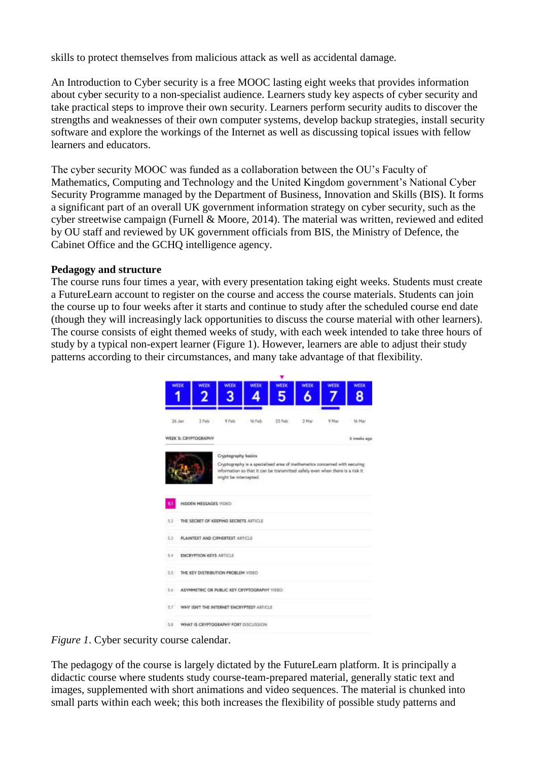skills to protect themselves from malicious attack as well as accidental damage.

An Introduction to Cyber security is a free MOOC lasting eight weeks that provides information about cyber security to a non-specialist audience. Learners study key aspects of cyber security and take practical steps to improve their own security. Learners perform security audits to discover the strengths and weaknesses of their own computer systems, develop backup strategies, install security software and explore the workings of the Internet as well as discussing topical issues with fellow learners and educators.

The cyber security MOOC was funded as a collaboration between the OU's Faculty of Mathematics, Computing and Technology and the United Kingdom government's National Cyber Security Programme managed by the Department of Business, Innovation and Skills (BIS). It forms a significant part of an overall UK government information strategy on cyber security, such as the cyber streetwise campaign (Furnell & Moore, 2014). The material was written, reviewed and edited by OU staff and reviewed by UK government officials from BIS, the Ministry of Defence, the Cabinet Office and the GCHQ intelligence agency.

**Pedagogy and structure**

The course runs four times a year, with every presentation taking eight weeks. Students must create a FutureLearn account to register on the course and access the course materials. Students can join the course up to four weeks after it starts and continue to study after the scheduled course end date (though they will increasingly lack opportunities to discuss the course material with other learners). The course consists of eight themed weeks of study, with each week intended to take three hours of study by a typical non-expert learner (Figure 1). However, learners are able to adjust their study patterns according to their circumstances, and many take advantage of that flexibility.

WEEK 1 | WEEK 2 | WEEK 3 | WEEK 4 | WEEK 5 | WEEK 6 | WEEK 7 | WEEK 8

26 Jan | 2 Feb | 9 Feb | 16 Feb | 23 Feb | 2 Mar | 9 Mar | 16 Mar

WEEK 5: CRYPTOGRAPHY

6 weeks ago

Cryptography basics

Cryptography is a specialised area of mathematics concerned with securing information so that it can be transmitted safely even when there is a risk it might be intercepted.

5.1 HIDDEN MESSAGES VIDEO

5.2 THE SECRET OF KEEPING SECRETS ARTICLE

5.3 PLAINTEXT AND CIPHERTEXT ARTICLE

5.4 ENCRYPTION KEYS ARTICLE

5.5 THE KEY DISTRIBUTION PROBLEM VIDEO

5.6 ASYMMETRIC OR PUBLIC KEY CRYPTOGRAPHY VIDEO

5.7 WHY ISN'T THE INTERNET ENCRYPTED? ARTICLE

5.8 WHAT IS CRYPTOGRAPHY FOR? DISCUSSION

*Figure 1*. Cyber security course calendar.

The pedagogy of the course is largely dictated by the FutureLearn platform. It is principally a didactic course where students study course-team-prepared material, generally static text and images, supplemented with short animations and video sequences. The material is chunked into small parts within each week; this both increases the flexibility of possible study patterns and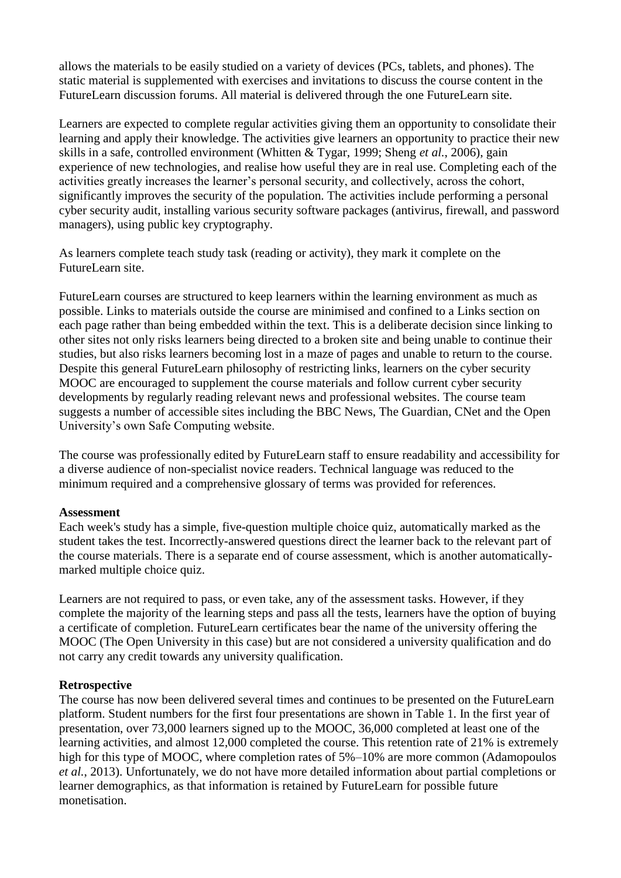allows the materials to be easily studied on a variety of devices (PCs, tablets, and phones). The static material is supplemented with exercises and invitations to discuss the course content in the FutureLearn discussion forums. All material is delivered through the one FutureLearn site.

Learners are expected to complete regular activities giving them an opportunity to consolidate their learning and apply their knowledge. The activities give learners an opportunity to practice their new skills in a safe, controlled environment (Whitten & Tygar, 1999; Sheng *et al.*, 2006), gain experience of new technologies, and realise how useful they are in real use. Completing each of the activities greatly increases the learner's personal security, and collectively, across the cohort, significantly improves the security of the population. The activities include performing a personal cyber security audit, installing various security software packages (antivirus, firewall, and password managers), using public key cryptography.

As learners complete teach study task (reading or activity), they mark it complete on the FutureLearn site.

FutureLearn courses are structured to keep learners within the learning environment as much as possible. Links to materials outside the course are minimised and confined to a Links section on each page rather than being embedded within the text. This is a deliberate decision since linking to other sites not only risks learners being directed to a broken site and being unable to continue their studies, but also risks learners becoming lost in a maze of pages and unable to return to the course. Despite this general FutureLearn philosophy of restricting links, learners on the cyber security MOOC are encouraged to supplement the course materials and follow current cyber security developments by regularly reading relevant news and professional websites. The course team suggests a number of accessible sites including the BBC News, The Guardian, CNet and the Open University's own Safe Computing website.

The course was professionally edited by FutureLearn staff to ensure readability and accessibility for a diverse audience of non-specialist novice readers. Technical language was reduced to the minimum required and a comprehensive glossary of terms was provided for references.

**Assessment**

Each week's study has a simple, five-question multiple choice quiz, automatically marked as the student takes the test. Incorrectly-answered questions direct the learner back to the relevant part of the course materials. There is a separate end of course assessment, which is another automatically-marked multiple choice quiz.

Learners are not required to pass, or even take, any of the assessment tasks. However, if they complete the majority of the learning steps and pass all the tests, learners have the option of buying a certificate of completion. FutureLearn certificates bear the name of the university offering the MOOC (The Open University in this case) but are not considered a university qualification and do not carry any credit towards any university qualification.

**Retrospective**

The course has now been delivered several times and continues to be presented on the FutureLearn platform. Student numbers for the first four presentations are shown in Table 1. In the first year of presentation, over 73,000 learners signed up to the MOOC, 36,000 completed at least one of the learning activities, and almost 12,000 completed the course. This retention rate of 21% is extremely high for this type of MOOC, where completion rates of 5%–10% are more common (Adamopoulos *et al.*, 2013). Unfortunately, we do not have more detailed information about partial completions or learner demographics, as that information is retained by FutureLearn for possible future monetisation.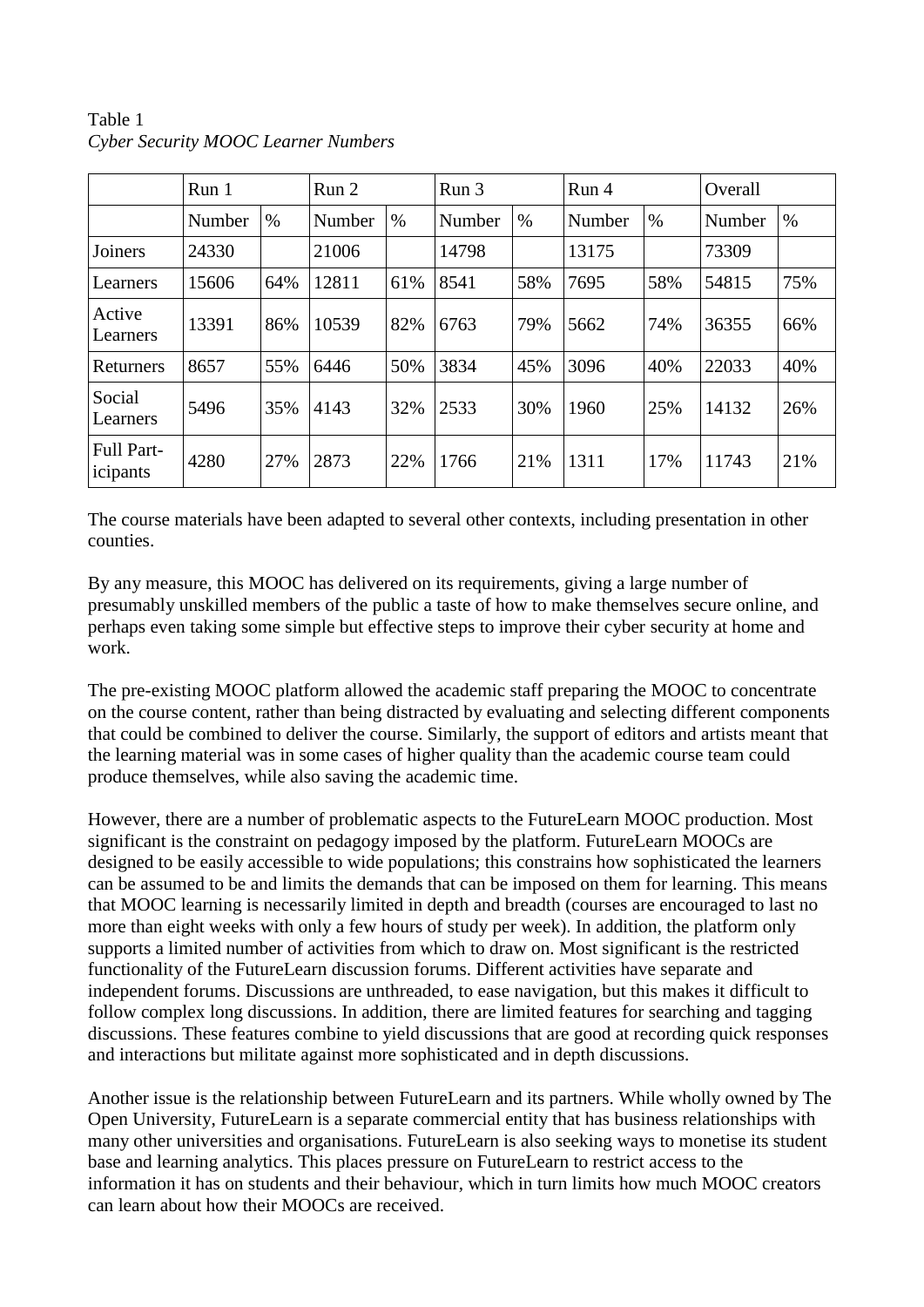Table 1
*Cyber Security MOOC Learner Numbers*

| | Run 1 | | Run 2 | | Run 3 | | Run 4 | | Overall | |
|---|---|---|---|---|---|---|---|---|---|---|
| | Number | % | Number | % | Number | % | Number | % | Number | % |
| Joiners | 24330 | | 21006 | | 14798 | | 13175 | | 73309 | |
| Learners | 15606 | 64% | 12811 | 61% | 8541 | 58% | 7695 | 58% | 54815 | 75% |
| Active Learners | 13391 | 86% | 10539 | 82% | 6763 | 79% | 5662 | 74% | 36355 | 66% |
| Returners | 8657 | 55% | 6446 | 50% | 3834 | 45% | 3096 | 40% | 22033 | 40% |
| Social Learners | 5496 | 35% | 4143 | 32% | 2533 | 30% | 1960 | 25% | 14132 | 26% |
| Full Part-icipants | 4280 | 27% | 2873 | 22% | 1766 | 21% | 1311 | 17% | 11743 | 21% |

The course materials have been adapted to several other contexts, including presentation in other counties.

By any measure, this MOOC has delivered on its requirements, giving a large number of presumably unskilled members of the public a taste of how to make themselves secure online, and perhaps even taking some simple but effective steps to improve their cyber security at home and work.

The pre-existing MOOC platform allowed the academic staff preparing the MOOC to concentrate on the course content, rather than being distracted by evaluating and selecting different components that could be combined to deliver the course. Similarly, the support of editors and artists meant that the learning material was in some cases of higher quality than the academic course team could produce themselves, while also saving the academic time.

However, there are a number of problematic aspects to the FutureLearn MOOC production. Most significant is the constraint on pedagogy imposed by the platform. FutureLearn MOOCs are designed to be easily accessible to wide populations; this constrains how sophisticated the learners can be assumed to be and limits the demands that can be imposed on them for learning. This means that MOOC learning is necessarily limited in depth and breadth (courses are encouraged to last no more than eight weeks with only a few hours of study per week). In addition, the platform only supports a limited number of activities from which to draw on. Most significant is the restricted functionality of the FutureLearn discussion forums. Different activities have separate and independent forums. Discussions are unthreaded, to ease navigation, but this makes it difficult to follow complex long discussions. In addition, there are limited features for searching and tagging discussions. These features combine to yield discussions that are good at recording quick responses and interactions but militate against more sophisticated and in depth discussions.

Another issue is the relationship between FutureLearn and its partners. While wholly owned by The Open University, FutureLearn is a separate commercial entity that has business relationships with many other universities and organisations. FutureLearn is also seeking ways to monetise its student base and learning analytics. This places pressure on FutureLearn to restrict access to the information it has on students and their behaviour, which in turn limits how much MOOC creators can learn about how their MOOCs are received.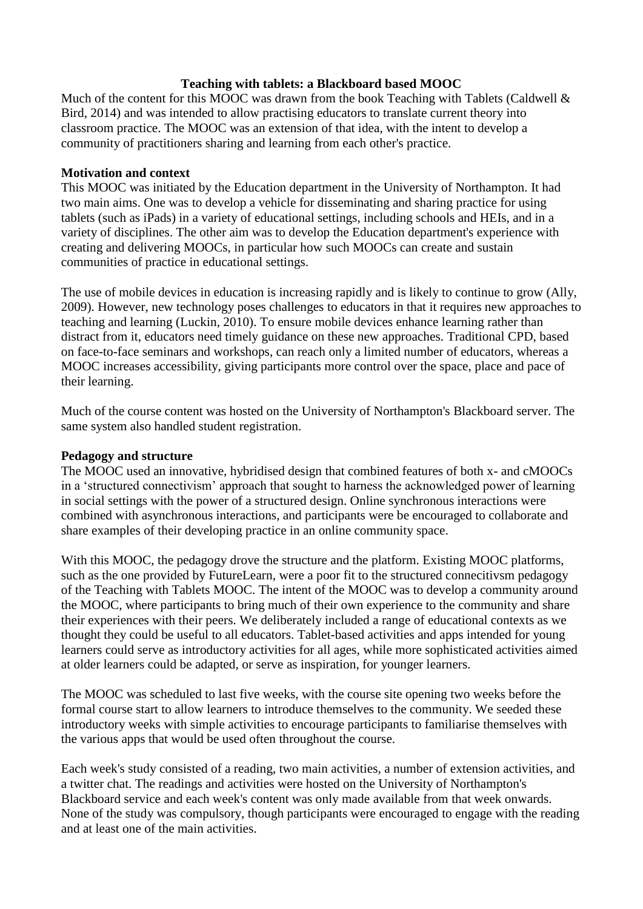**Teaching with tablets: a Blackboard based MOOC**

Much of the content for this MOOC was drawn from the book Teaching with Tablets (Caldwell & Bird, 2014) and was intended to allow practising educators to translate current theory into classroom practice. The MOOC was an extension of that idea, with the intent to develop a community of practitioners sharing and learning from each other's practice.

**Motivation and context**

This MOOC was initiated by the Education department in the University of Northampton. It had two main aims. One was to develop a vehicle for disseminating and sharing practice for using tablets (such as iPads) in a variety of educational settings, including schools and HEIs, and in a variety of disciplines. The other aim was to develop the Education department's experience with creating and delivering MOOCs, in particular how such MOOCs can create and sustain communities of practice in educational settings.

The use of mobile devices in education is increasing rapidly and is likely to continue to grow (Ally, 2009). However, new technology poses challenges to educators in that it requires new approaches to teaching and learning (Luckin, 2010). To ensure mobile devices enhance learning rather than distract from it, educators need timely guidance on these new approaches. Traditional CPD, based on face-to-face seminars and workshops, can reach only a limited number of educators, whereas a MOOC increases accessibility, giving participants more control over the space, place and pace of their learning.

Much of the course content was hosted on the University of Northampton's Blackboard server. The same system also handled student registration.

**Pedagogy and structure**

The MOOC used an innovative, hybridised design that combined features of both x- and cMOOCs in a 'structured connectivism' approach that sought to harness the acknowledged power of learning in social settings with the power of a structured design. Online synchronous interactions were combined with asynchronous interactions, and participants were be encouraged to collaborate and share examples of their developing practice in an online community space.

With this MOOC, the pedagogy drove the structure and the platform. Existing MOOC platforms, such as the one provided by FutureLearn, were a poor fit to the structured connecitivsm pedagogy of the Teaching with Tablets MOOC. The intent of the MOOC was to develop a community around the MOOC, where participants to bring much of their own experience to the community and share their experiences with their peers. We deliberately included a range of educational contexts as we thought they could be useful to all educators. Tablet-based activities and apps intended for young learners could serve as introductory activities for all ages, while more sophisticated activities aimed at older learners could be adapted, or serve as inspiration, for younger learners.

The MOOC was scheduled to last five weeks, with the course site opening two weeks before the formal course start to allow learners to introduce themselves to the community. We seeded these introductory weeks with simple activities to encourage participants to familiarise themselves with the various apps that would be used often throughout the course.

Each week's study consisted of a reading, two main activities, a number of extension activities, and a twitter chat. The readings and activities were hosted on the University of Northampton's Blackboard service and each week's content was only made available from that week onwards. None of the study was compulsory, though participants were encouraged to engage with the reading and at least one of the main activities.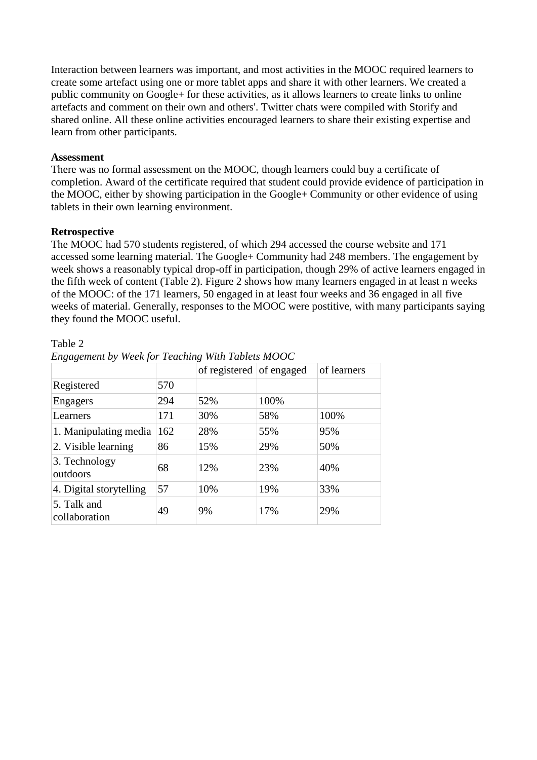Interaction between learners was important, and most activities in the MOOC required learners to create some artefact using one or more tablet apps and share it with other learners. We created a public community on Google+ for these activities, as it allows learners to create links to online artefacts and comment on their own and others'. Twitter chats were compiled with Storify and shared online. All these online activities encouraged learners to share their existing expertise and learn from other participants.

**Assessment**

There was no formal assessment on the MOOC, though learners could buy a certificate of completion. Award of the certificate required that student could provide evidence of participation in the MOOC, either by showing participation in the Google+ Community or other evidence of using tablets in their own learning environment.

**Retrospective**

The MOOC had 570 students registered, of which 294 accessed the course website and 171 accessed some learning material. The Google+ Community had 248 members. The engagement by week shows a reasonably typical drop-off in participation, though 29% of active learners engaged in the fifth week of content (Table 2). Figure 2 shows how many learners engaged in at least n weeks of the MOOC: of the 171 learners, 50 engaged in at least four weeks and 36 engaged in all five weeks of material. Generally, responses to the MOOC were postitive, with many participants saying they found the MOOC useful.

Table 2

*Engagement by Week for Teaching With Tablets MOOC*

| | | of registered | of engaged | of learners |
|---|---|---|---|---|
| Registered | 570 | | | |
| Engagers | 294 | 52% | 100% | |
| Learners | 171 | 30% | 58% | 100% |
| 1. Manipulating media | 162 | 28% | 55% | 95% |
| 2. Visible learning | 86 | 15% | 29% | 50% |
| 3. Technology outdoors | 68 | 12% | 23% | 40% |
| 4. Digital storytelling | 57 | 10% | 19% | 33% |
| 5. Talk and collaboration | 49 | 9% | 17% | 29% |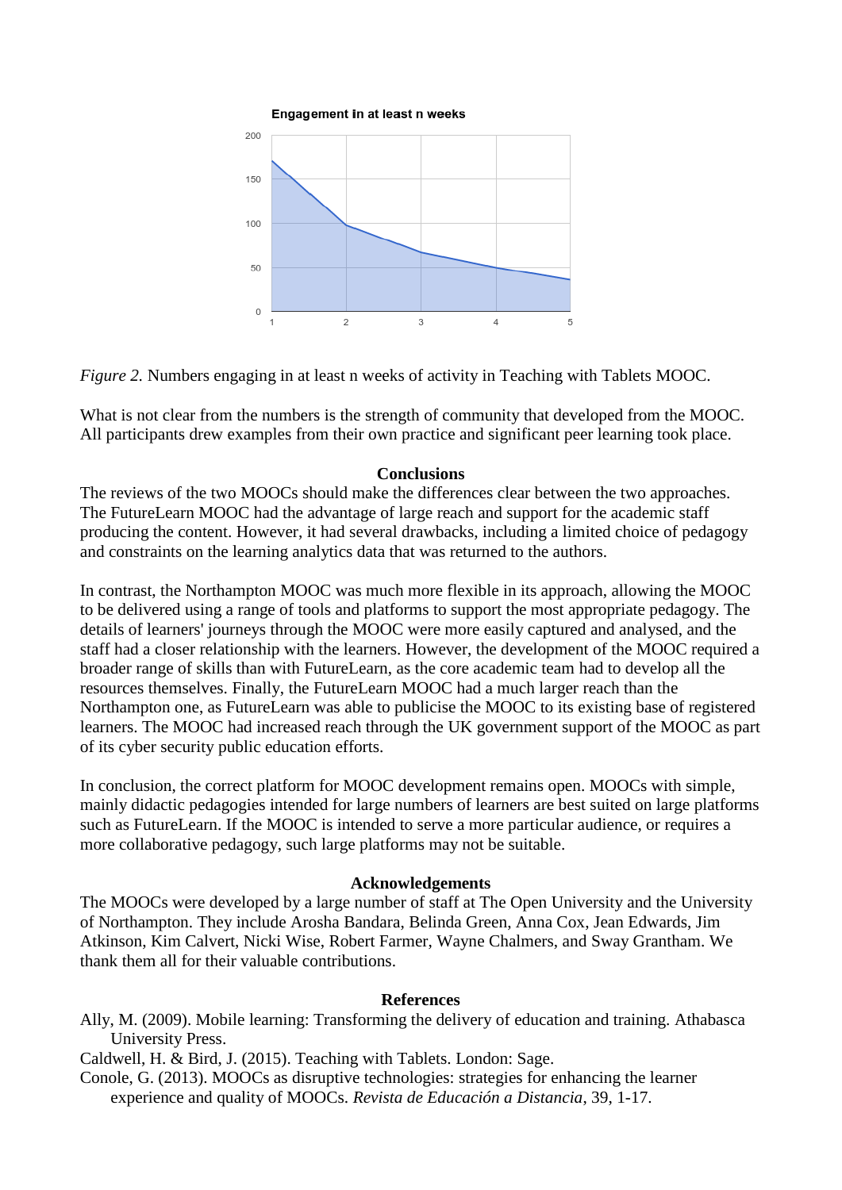*Figure 2.* Numbers engaging in at least n weeks of activity in Teaching with Tablets MOOC.

What is not clear from the numbers is the strength of community that developed from the MOOC. All participants drew examples from their own practice and significant peer learning took place.

## Conclusions

The reviews of the two MOOCs should make the differences clear between the two approaches. The FutureLearn MOOC had the advantage of large reach and support for the academic staff producing the content. However, it had several drawbacks, including a limited choice of pedagogy and constraints on the learning analytics data that was returned to the authors.

In contrast, the Northampton MOOC was much more flexible in its approach, allowing the MOOC to be delivered using a range of tools and platforms to support the most appropriate pedagogy. The details of learners' journeys through the MOOC were more easily captured and analysed, and the staff had a closer relationship with the learners. However, the development of the MOOC required a broader range of skills than with FutureLearn, as the core academic team had to develop all the resources themselves. Finally, the FutureLearn MOOC had a much larger reach than the Northampton one, as FutureLearn was able to publicise the MOOC to its existing base of registered learners. The MOOC had increased reach through the UK government support of the MOOC as part of its cyber security public education efforts.

In conclusion, the correct platform for MOOC development remains open. MOOCs with simple, mainly didactic pedagogies intended for large numbers of learners are best suited on large platforms such as FutureLearn. If the MOOC is intended to serve a more particular audience, or requires a more collaborative pedagogy, such large platforms may not be suitable.

## Acknowledgements

The MOOCs were developed by a large number of staff at The Open University and the University of Northampton. They include Arosha Bandara, Belinda Green, Anna Cox, Jean Edwards, Jim Atkinson, Kim Calvert, Nicki Wise, Robert Farmer, Wayne Chalmers, and Sway Grantham. We thank them all for their valuable contributions.

## References

Ally, M. (2009). Mobile learning: Transforming the delivery of education and training. Athabasca University Press.

Caldwell, H. & Bird, J. (2015). Teaching with Tablets. London: Sage.

Conole, G. (2013). MOOCs as disruptive technologies: strategies for enhancing the learner experience and quality of MOOCs. *Revista de Educación a Distancia*, 39, 1-17.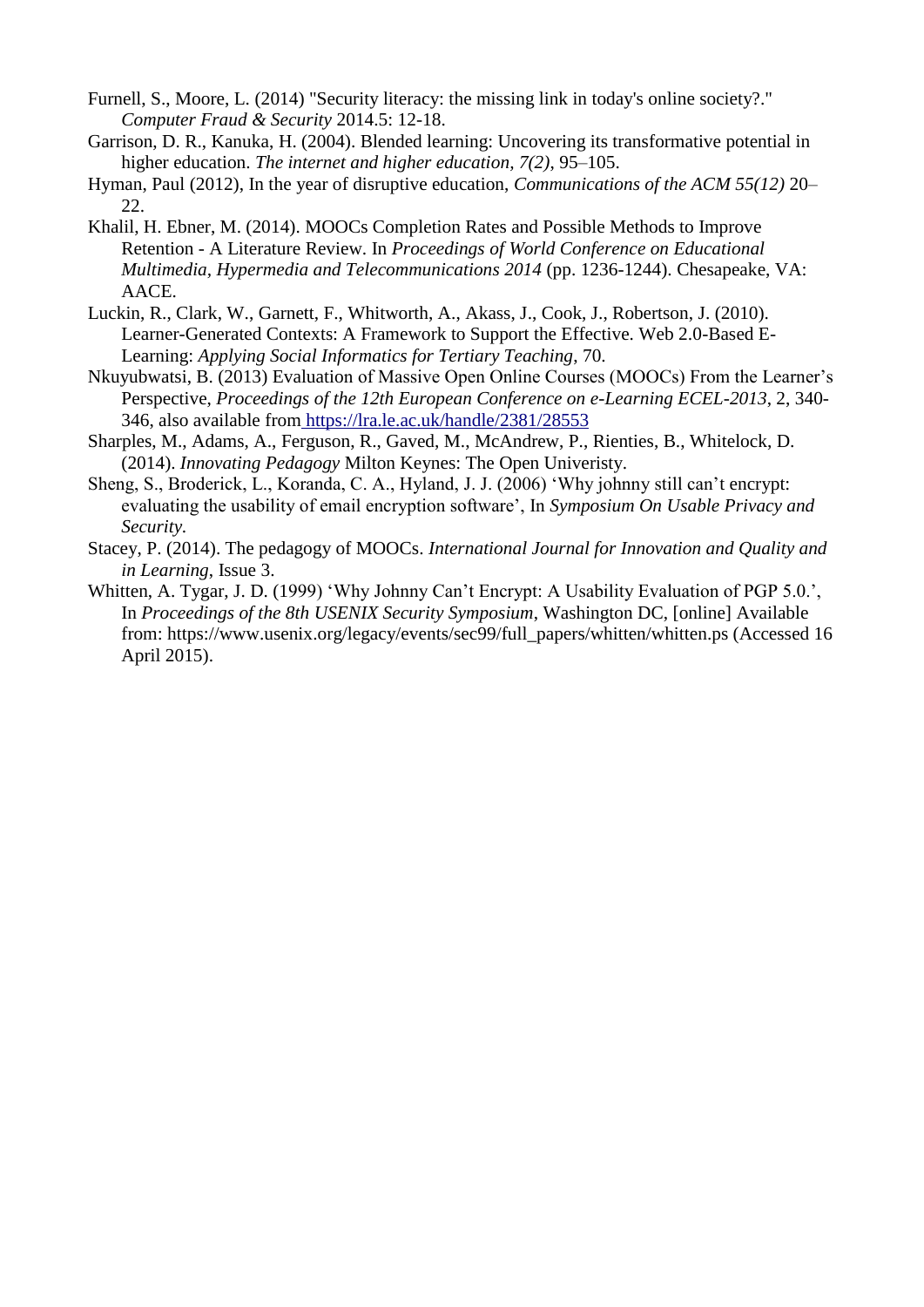Furnell, S., Moore, L. (2014) "Security literacy: the missing link in today's online society?." *Computer Fraud & Security* 2014.5: 12-18.

Garrison, D. R., Kanuka, H. (2004). Blended learning: Uncovering its transformative potential in higher education. *The internet and higher education, 7(2)*, 95–105.

Hyman, Paul (2012), In the year of disruptive education, *Communications of the ACM 55(12)* 20–22.

Khalil, H. Ebner, M. (2014). MOOCs Completion Rates and Possible Methods to Improve Retention - A Literature Review. In *Proceedings of World Conference on Educational Multimedia, Hypermedia and Telecommunications 2014* (pp. 1236-1244). Chesapeake, VA: AACE.

Luckin, R., Clark, W., Garnett, F., Whitworth, A., Akass, J., Cook, J., Robertson, J. (2010). Learner-Generated Contexts: A Framework to Support the Effective. Web 2.0-Based E-Learning: *Applying Social Informatics for Tertiary Teaching*, 70.

Nkuyubwatsi, B. (2013) Evaluation of Massive Open Online Courses (MOOCs) From the Learner's Perspective, *Proceedings of the 12th European Conference on e-Learning ECEL-2013*, 2, 340-346, also available from https://lra.le.ac.uk/handle/2381/28553

Sharples, M., Adams, A., Ferguson, R., Gaved, M., McAndrew, P., Rienties, B., Whitelock, D. (2014). *Innovating Pedagogy* Milton Keynes: The Open Univeristy.

Sheng, S., Broderick, L., Koranda, C. A., Hyland, J. J. (2006) 'Why johnny still can't encrypt: evaluating the usability of email encryption software', In *Symposium On Usable Privacy and Security.*

Stacey, P. (2014). The pedagogy of MOOCs. *International Journal for Innovation and Quality and in Learning*, Issue 3.

Whitten, A. Tygar, J. D. (1999) 'Why Johnny Can't Encrypt: A Usability Evaluation of PGP 5.0.', In *Proceedings of the 8th USENIX Security Symposium*, Washington DC, [online] Available from: https://www.usenix.org/legacy/events/sec99/full_papers/whitten/whitten.ps (Accessed 16 April 2015).